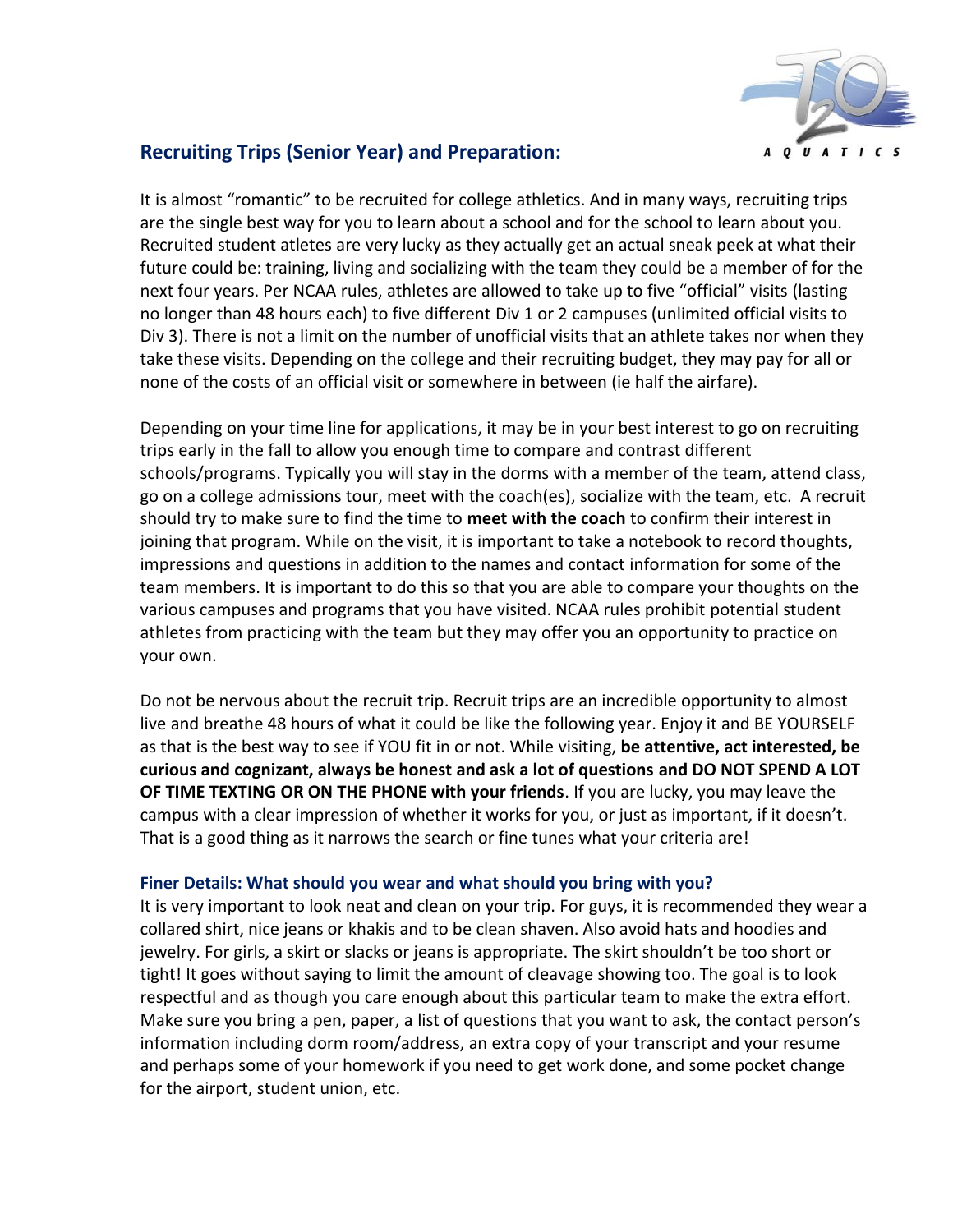## Recruiting Trips (Senior Year) and Preparation:

It is almost "romantic" to be recruited for college athletics. And in many ways, recruiting trips are the single best way for you to learn about a school and for the school to learn about you. Recruited student atletes are very lucky as they actually get an actual sneak peek at what their future could be: training, living and socializing with the team they could be a member of for the next four years. Per NCAA rules, athletes are allowed to take up to five "official" visits (lasting no longer than 48 hours each) to five different Div 1 or 2 campuses (unlimited official visits to Div 3). There is not a limit on the number of unofficial visits that an athlete takes nor when they take these visits. Depending on the college and their recruiting budget, they may pay for all or none of the costs of an official visit or somewhere in between (ie half the airfare).

Depending on your time line for applications, it may be in your best interest to go on recruiting trips early in the fall to allow you enough time to compare and contrast different schools/programs. Typically you will stay in the dorms with a member of the team, attend class, go on a college admissions tour, meet with the coach(es), socialize with the team, etc. A recruit should try to make sure to find the time to **meet with the coach** to confirm their interest in joining that program. While on the visit, it is important to take a notebook to record thoughts, impressions and questions in addition to the names and contact information for some of the team members. It is important to do this so that you are able to compare your thoughts on the various campuses and programs that you have visited. NCAA rules prohibit potential student athletes from practicing with the team but they may offer you an opportunity to practice on your own.

Do not be nervous about the recruit trip. Recruit trips are an incredible opportunity to almost live and breathe 48 hours of what it could be like the following year. Enjoy it and BE YOURSELF as that is the best way to see if YOU fit in or not. While visiting, **be attentive, act interested, be curious and cognizant, always be honest and ask a lot of questions and DO NOT SPEND A LOT OF TIME TEXTING OR ON THE PHONE with your friends**. If you are lucky, you may leave the campus with a clear impression of whether it works for you, or just as important, if it doesn't. That is a good thing as it narrows the search or fine tunes what your criteria are!

### Finer Details: What should you wear and what should you bring with you?

It is very important to look neat and clean on your trip. For guys, it is recommended they wear a collared shirt, nice jeans or khakis and to be clean shaven. Also avoid hats and hoodies and jewelry. For girls, a skirt or slacks or jeans is appropriate. The skirt shouldn't be too short or tight! It goes without saying to limit the amount of cleavage showing too. The goal is to look respectful and as though you care enough about this particular team to make the extra effort. Make sure you bring a pen, paper, a list of questions that you want to ask, the contact person's information including dorm room/address, an extra copy of your transcript and your resume and perhaps some of your homework if you need to get work done, and some pocket change for the airport, student union, etc.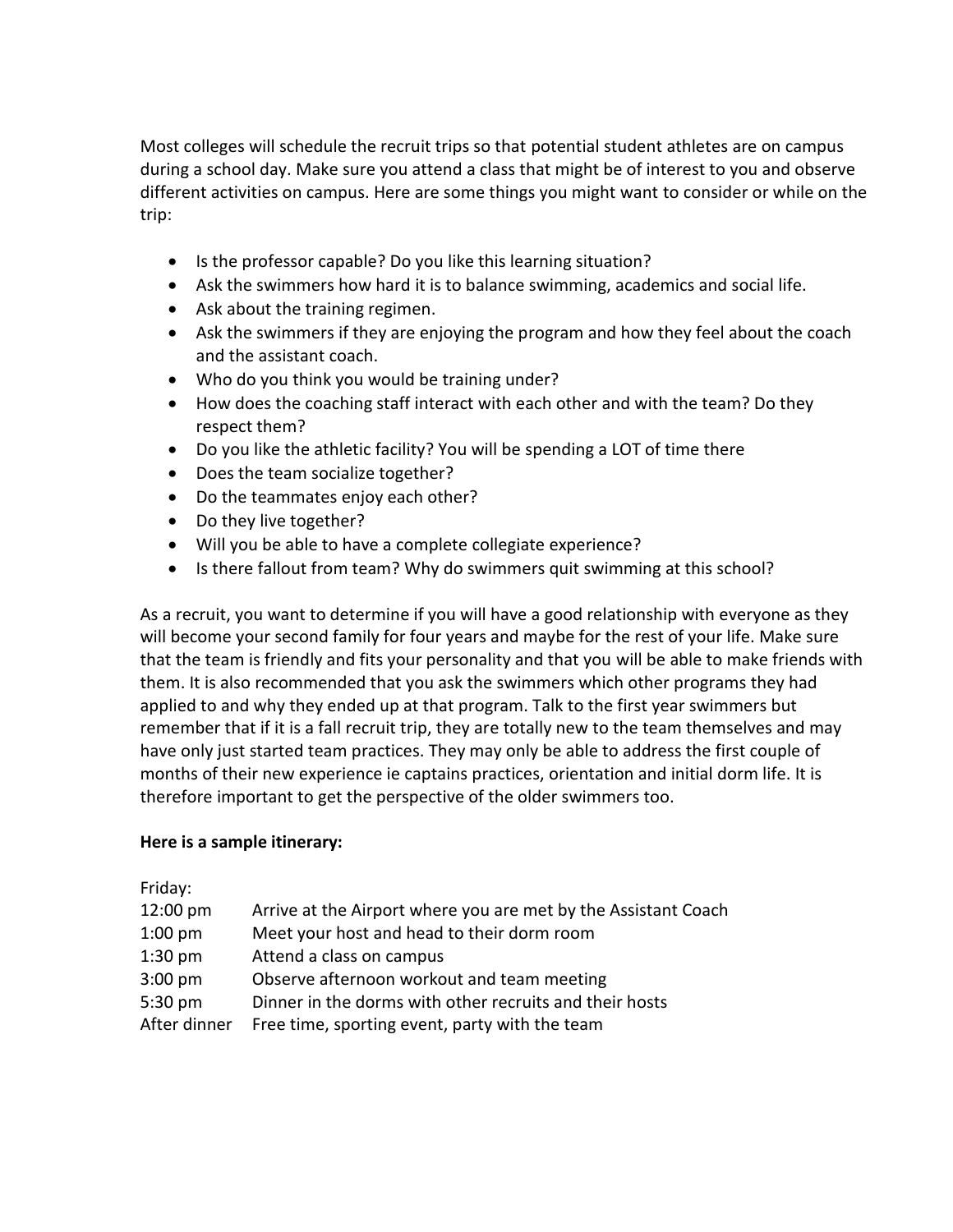Most colleges will schedule the recruit trips so that potential student athletes are on campus during a school day. Make sure you attend a class that might be of interest to you and observe different activities on campus. Here are some things you might want to consider or while on the trip:

- Is the professor capable? Do you like this learning situation?
- Ask the swimmers how hard it is to balance swimming, academics and social life.
- Ask about the training regimen.
- Ask the swimmers if they are enjoying the program and how they feel about the coach and the assistant coach.
- Who do you think you would be training under?
- How does the coaching staff interact with each other and with the team? Do they respect them?
- Do you like the athletic facility? You will be spending a LOT of time there
- Does the team socialize together?
- Do the teammates enjoy each other?
- Do they live together?
- Will you be able to have a complete collegiate experience?
- Is there fallout from team? Why do swimmers quit swimming at this school?

As a recruit, you want to determine if you will have a good relationship with everyone as they will become your second family for four years and maybe for the rest of your life. Make sure that the team is friendly and fits your personality and that you will be able to make friends with them. It is also recommended that you ask the swimmers which other programs they had applied to and why they ended up at that program. Talk to the first year swimmers but remember that if it is a fall recruit trip, they are totally new to the team themselves and may have only just started team practices. They may only be able to address the first couple of months of their new experience ie captains practices, orientation and initial dorm life. It is therefore important to get the perspective of the older swimmers too.

**Here is a sample itinerary:**

Friday:

| | |
|---|---|
| 12:00 pm | Arrive at the Airport where you are met by the Assistant Coach |
| 1:00 pm | Meet your host and head to their dorm room |
| 1:30 pm | Attend a class on campus |
| 3:00 pm | Observe afternoon workout and team meeting |
| 5:30 pm | Dinner in the dorms with other recruits and their hosts |
| After dinner | Free time, sporting event, party with the team |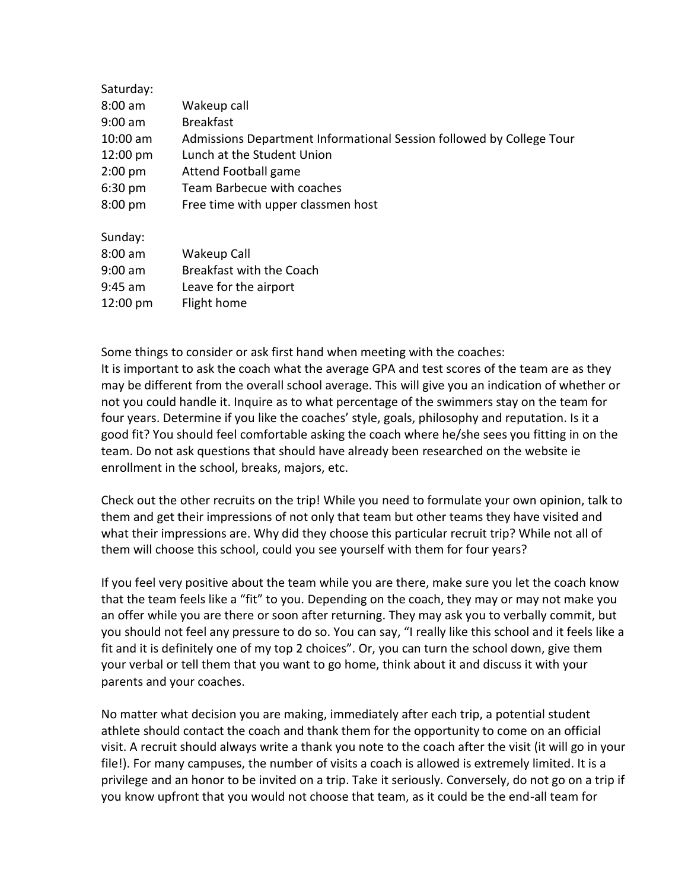Saturday:

| | |
|---|---|
| 8:00 am | Wakeup call |
| 9:00 am | Breakfast |
| 10:00 am | Admissions Department Informational Session followed by College Tour |
| 12:00 pm | Lunch at the Student Union |
| 2:00 pm | Attend Football game |
| 6:30 pm | Team Barbecue with coaches |
| 8:00 pm | Free time with upper classmen host |

Sunday:

| | |
|---|---|
| 8:00 am | Wakeup Call |
| 9:00 am | Breakfast with the Coach |
| 9:45 am | Leave for the airport |
| 12:00 pm | Flight home |

Some things to consider or ask first hand when meeting with the coaches:
It is important to ask the coach what the average GPA and test scores of the team are as they may be different from the overall school average. This will give you an indication of whether or not you could handle it. Inquire as to what percentage of the swimmers stay on the team for four years. Determine if you like the coaches' style, goals, philosophy and reputation. Is it a good fit? You should feel comfortable asking the coach where he/she sees you fitting in on the team. Do not ask questions that should have already been researched on the website ie enrollment in the school, breaks, majors, etc.

Check out the other recruits on the trip! While you need to formulate your own opinion, talk to them and get their impressions of not only that team but other teams they have visited and what their impressions are. Why did they choose this particular recruit trip? While not all of them will choose this school, could you see yourself with them for four years?

If you feel very positive about the team while you are there, make sure you let the coach know that the team feels like a "fit" to you. Depending on the coach, they may or may not make you an offer while you are there or soon after returning. They may ask you to verbally commit, but you should not feel any pressure to do so. You can say, "I really like this school and it feels like a fit and it is definitely one of my top 2 choices". Or, you can turn the school down, give them your verbal or tell them that you want to go home, think about it and discuss it with your parents and your coaches.

No matter what decision you are making, immediately after each trip, a potential student athlete should contact the coach and thank them for the opportunity to come on an official visit. A recruit should always write a thank you note to the coach after the visit (it will go in your file!). For many campuses, the number of visits a coach is allowed is extremely limited. It is a privilege and an honor to be invited on a trip. Take it seriously. Conversely, do not go on a trip if you know upfront that you would not choose that team, as it could be the end-all team for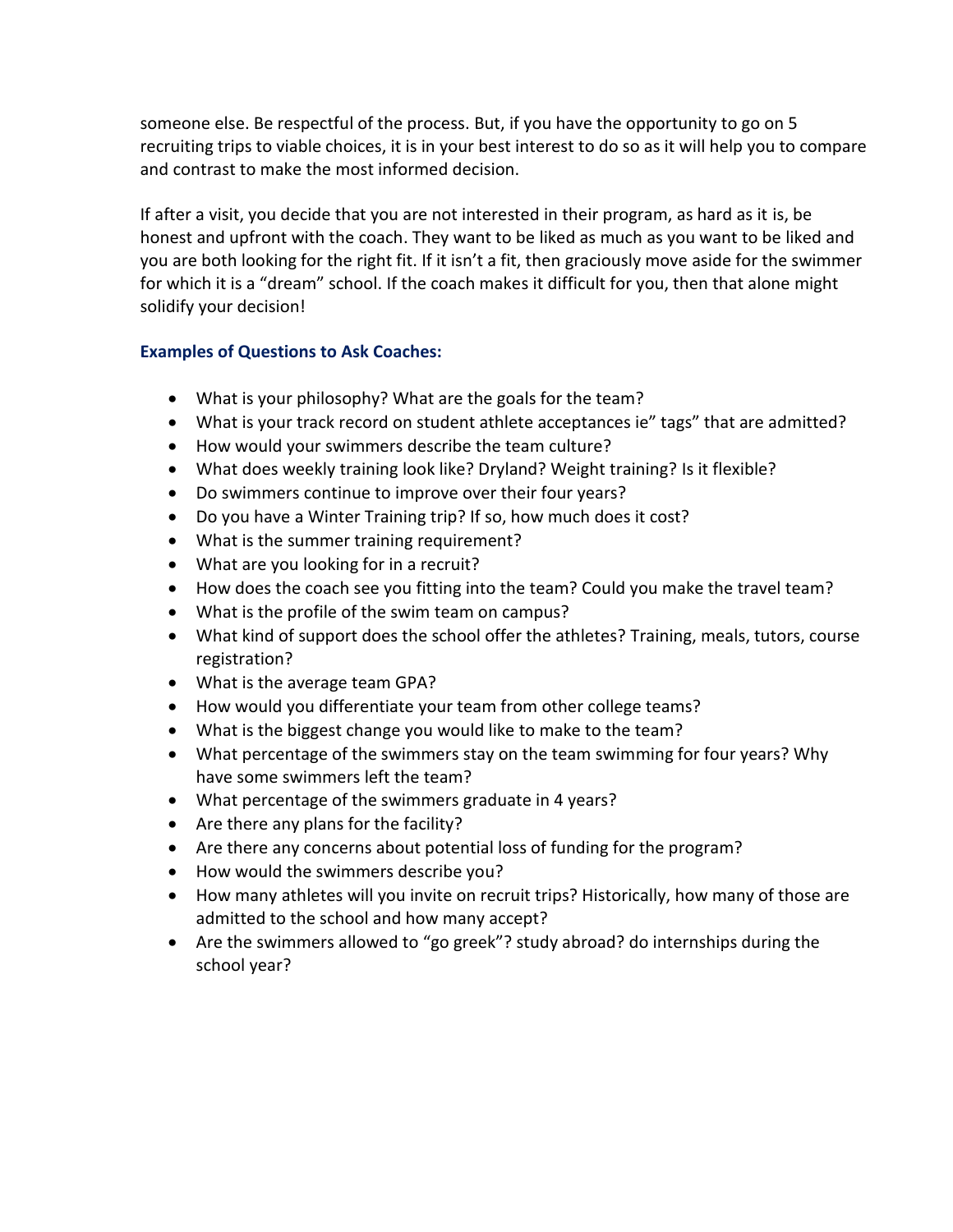someone else. Be respectful of the process. But, if you have the opportunity to go on 5 recruiting trips to viable choices, it is in your best interest to do so as it will help you to compare and contrast to make the most informed decision.

If after a visit, you decide that you are not interested in their program, as hard as it is, be honest and upfront with the coach. They want to be liked as much as you want to be liked and you are both looking for the right fit. If it isn't a fit, then graciously move aside for the swimmer for which it is a "dream" school. If the coach makes it difficult for you, then that alone might solidify your decision!

### Examples of Questions to Ask Coaches:

- What is your philosophy? What are the goals for the team?
- What is your track record on student athlete acceptances ie" tags" that are admitted?
- How would your swimmers describe the team culture?
- What does weekly training look like? Dryland? Weight training? Is it flexible?
- Do swimmers continue to improve over their four years?
- Do you have a Winter Training trip? If so, how much does it cost?
- What is the summer training requirement?
- What are you looking for in a recruit?
- How does the coach see you fitting into the team? Could you make the travel team?
- What is the profile of the swim team on campus?
- What kind of support does the school offer the athletes? Training, meals, tutors, course registration?
- What is the average team GPA?
- How would you differentiate your team from other college teams?
- What is the biggest change you would like to make to the team?
- What percentage of the swimmers stay on the team swimming for four years? Why have some swimmers left the team?
- What percentage of the swimmers graduate in 4 years?
- Are there any plans for the facility?
- Are there any concerns about potential loss of funding for the program?
- How would the swimmers describe you?
- How many athletes will you invite on recruit trips? Historically, how many of those are admitted to the school and how many accept?
- Are the swimmers allowed to "go greek"? study abroad? do internships during the school year?